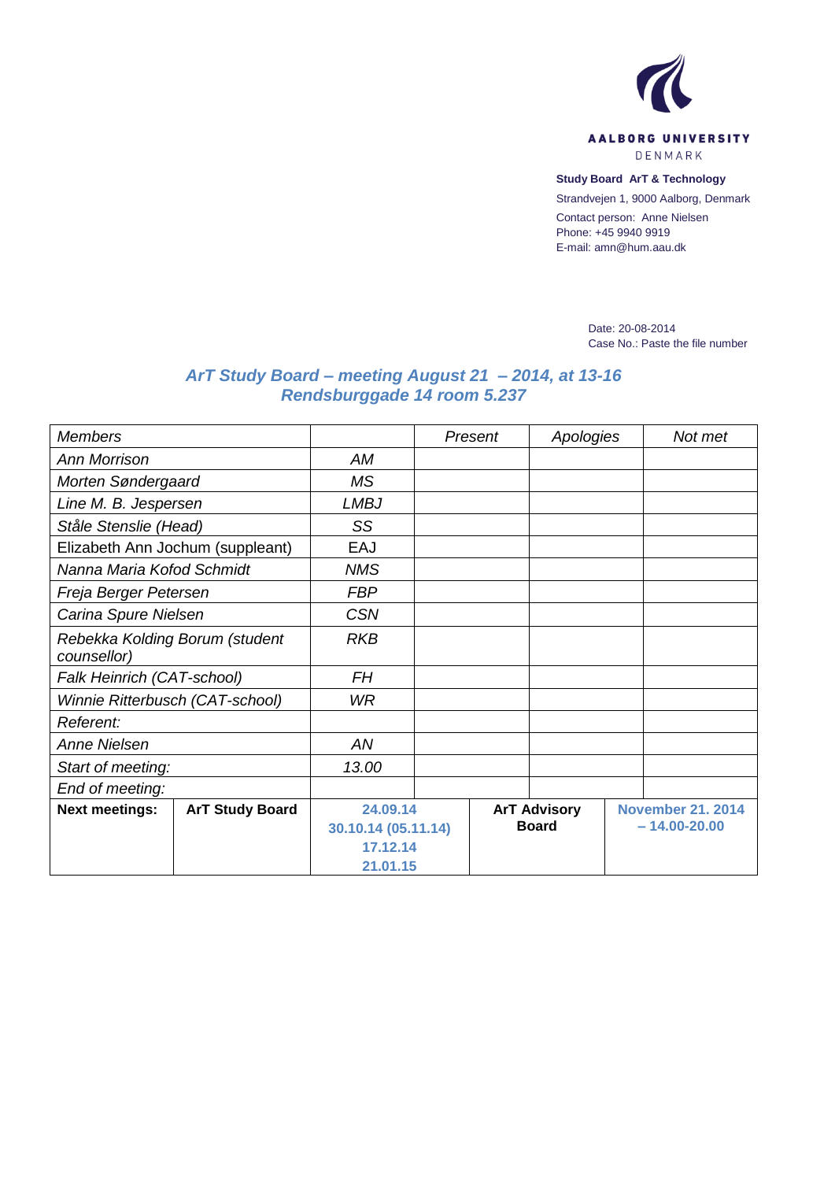AALBORG UNIVERSITY
DENMARK

**Study Board ArT & Technology**

Strandvejen 1, 9000 Aalborg, Denmark

Contact person: Anne Nielsen
Phone: +45 9940 9919
E-mail: amn@hum.aau.dk

Date: 20-08-2014
Case No.: Paste the file number

## *ArT Study Board – meeting August 21 – 2014, at 13-16 Rendsburggade 14 room 5.237*

| *Members* | | *Present* | *Apologies* | *Not met* |
|---|---|---|---|---|
| *Ann Morrison* | *AM* | | | |
| *Morten Søndergaard* | *MS* | | | |
| *Line M. B. Jespersen* | *LMBJ* | | | |
| *Ståle Stenslie (Head)* | *SS* | | | |
| Elizabeth Ann Jochum (suppleant) | EAJ | | | |
| *Nanna Maria Kofod Schmidt* | *NMS* | | | |
| *Freja Berger Petersen* | *FBP* | | | |
| *Carina Spure Nielsen* | *CSN* | | | |
| *Rebekka Kolding Borum (student counsellor)* | *RKB* | | | |
| *Falk Heinrich (CAT-school)* | *FH* | | | |
| *Winnie Ritterbusch (CAT-school)* | *WR* | | | |
| *Referent:* | | | | |
| *Anne Nielsen* | *AN* | | | |
| *Start of meeting:* | *13.00* | | | |
| *End of meeting:* | | | | |

| **Next meetings:** | **ArT Study Board** | **24.09.14**<br>**30.10.14 (05.11.14)**<br>**17.12.14**<br>**21.01.15** | **ArT Advisory Board** | **November 21. 2014 – 14.00-20.00** |
|---|---|---|---|---|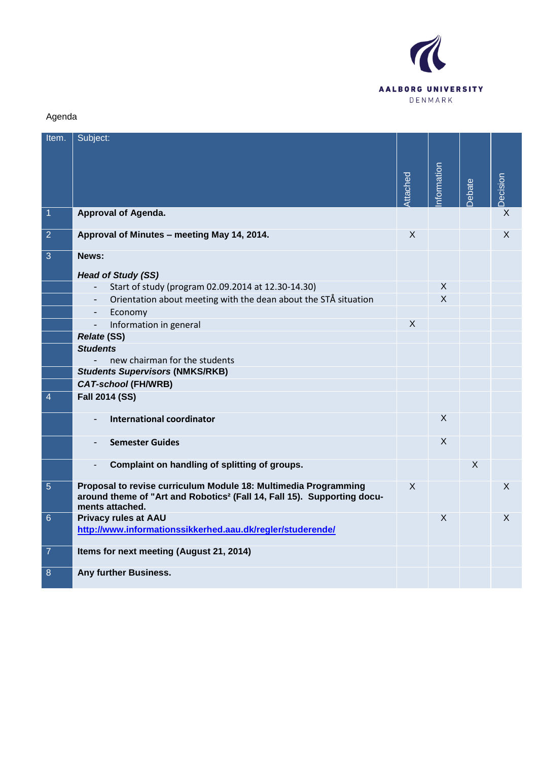AALBORG UNIVERSITY
DENMARK

Agenda

| Item. | Subject: | Attached | Information | Debate | Decision |
|---|---|---|---|---|---|
| 1 | **Approval of Agenda.** | | | | X |
| 2 | **Approval of Minutes – meeting May 14, 2014.** | X | | | X |
| 3 | **News:**<br><br>***Head of Study (SS)*** | | | | |
| | - Start of study (program 02.09.2014 at 12.30-14.30) | | X | | |
| | - Orientation about meeting with the dean about the STÅ situation | | X | | |
| | - Economy | | | | |
| | - Information in general | X | | | |
| | ***Relate* (SS)** | | | | |
| | ***Students***<br>- new chairman for the students | | | | |
| | ***Students Supervisors* (NMKS/RKB)** | | | | |
| | ***CAT-school* (FH/WRB)** | | | | |
| 4 | **Fall 2014 (SS)** | | | | |
| | - **International coordinator** | | X | | |
| | - **Semester Guides** | | X | | |
| | - **Complaint on handling of splitting of groups.** | | | X | |
| 5 | **Proposal to revise curriculum Module 18: Multimedia Programming around theme of "Art and Robotics² (Fall 14, Fall 15). Supporting documents attached.** | X | | | X |
| 6 | **Privacy rules at AAU**<br>**http://www.informationssikkerhed.aau.dk/regler/studerende/** | | X | | X |
| 7 | **Items for next meeting (August 21, 2014)** | | | | |
| 8 | **Any further Business.** | | | | |